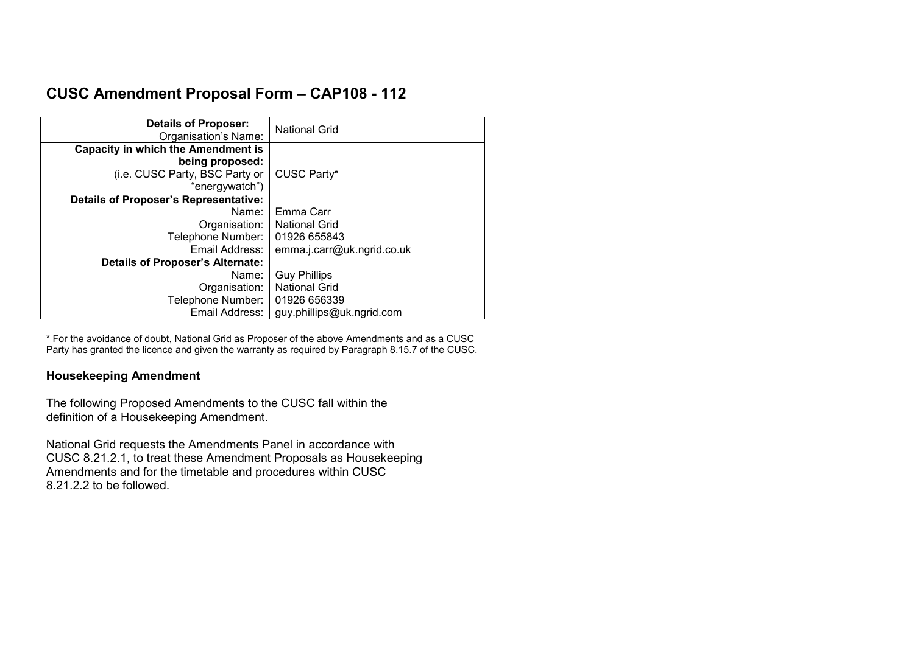# CUSC Amendment Proposal Form – CAP108 - 112

| | |
|---|---|
| **Details of Proposer:** Organisation's Name: | National Grid |
| **Capacity in which the Amendment is being proposed:** (i.e. CUSC Party, BSC Party or "energywatch") | CUSC Party* |
| **Details of Proposer's Representative:** | |
| Name: | Emma Carr |
| Organisation: | National Grid |
| Telephone Number: | 01926 655843 |
| Email Address: | emma.j.carr@uk.ngrid.co.uk |
| **Details of Proposer's Alternate:** | |
| Name: | Guy Phillips |
| Organisation: | National Grid |
| Telephone Number: | 01926 656339 |
| Email Address: | guy.phillips@uk.ngrid.com |

* For the avoidance of doubt, National Grid as Proposer of the above Amendments and as a CUSC Party has granted the licence and given the warranty as required by Paragraph 8.15.7 of the CUSC.

**Housekeeping Amendment**

The following Proposed Amendments to the CUSC fall within the definition of a Housekeeping Amendment.

National Grid requests the Amendments Panel in accordance with CUSC 8.21.2.1, to treat these Amendment Proposals as Housekeeping Amendments and for the timetable and procedures within CUSC 8.21.2.2 to be followed.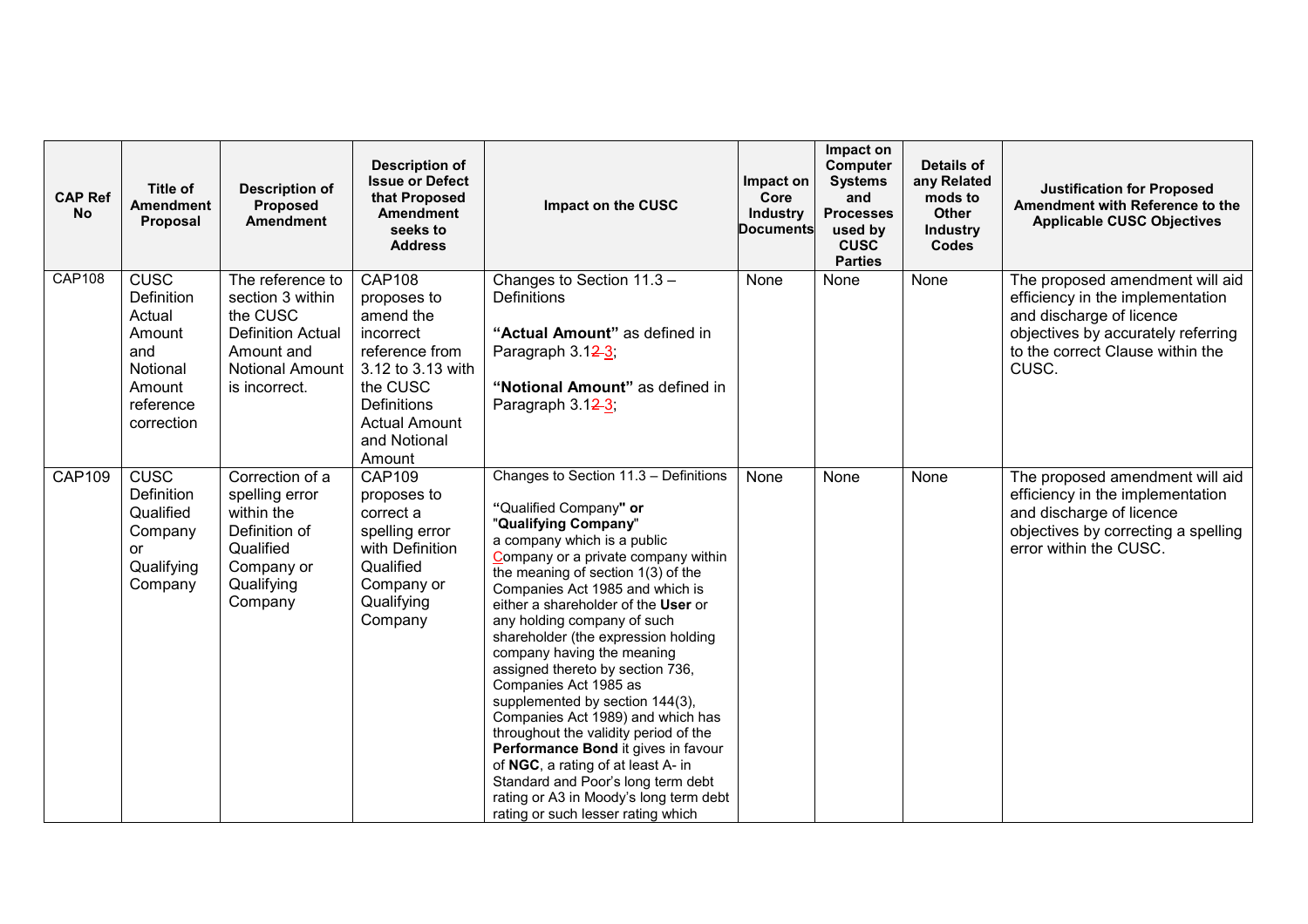| CAP Ref No | Title of Amendment Proposal | Description of Proposed Amendment | Description of Issue or Defect that Proposed Amendment seeks to Address | Impact on the CUSC | Impact on Core Industry Documents | Impact on Computer Systems and Processes used by CUSC Parties | Details of any Related mods to Other Industry Codes | Justification for Proposed Amendment with Reference to the Applicable CUSC Objectives |
|---|---|---|---|---|---|---|---|---|
| CAP108 | CUSC Definition Actual Amount and Notional Amount reference correction | The reference to section 3 within the CUSC Definition Actual Amount and Notional Amount is incorrect. | CAP108 proposes to amend the incorrect reference from 3.12 to 3.13 with the CUSC Definitions Actual Amount and Notional Amount | Changes to Section 11.3 – Definitions<br><br>**"Actual Amount"** as defined in Paragraph 3.1~~2~~3;<br><br>**"Notional Amount"** as defined in Paragraph 3.1~~2~~3; | None | None | None | The proposed amendment will aid efficiency in the implementation and discharge of licence objectives by accurately referring to the correct Clause within the CUSC. |
| CAP109 | CUSC Definition Qualified Company or Qualifying Company | Correction of a spelling error within the Definition of Qualified Company or Qualifying Company | CAP109 proposes to correct a spelling error with Definition Qualified Company or Qualifying Company | Changes to Section 11.3 – Definitions<br><br>"Qualified Company**" or** "**Qualifying Company**"<br>a company which is a public Company or a private company within the meaning of section 1(3) of the Companies Act 1985 and which is either a shareholder of the **User** or any holding company of such shareholder (the expression holding company having the meaning assigned thereto by section 736, Companies Act 1985 as supplemented by section 144(3), Companies Act 1989) and which has throughout the validity period of the **Performance Bond** it gives in favour of **NGC**, a rating of at least A- in Standard and Poor's long term debt rating or A3 in Moody's long term debt rating or such lesser rating which | None | None | None | The proposed amendment will aid efficiency in the implementation and discharge of licence objectives by correcting a spelling error within the CUSC. |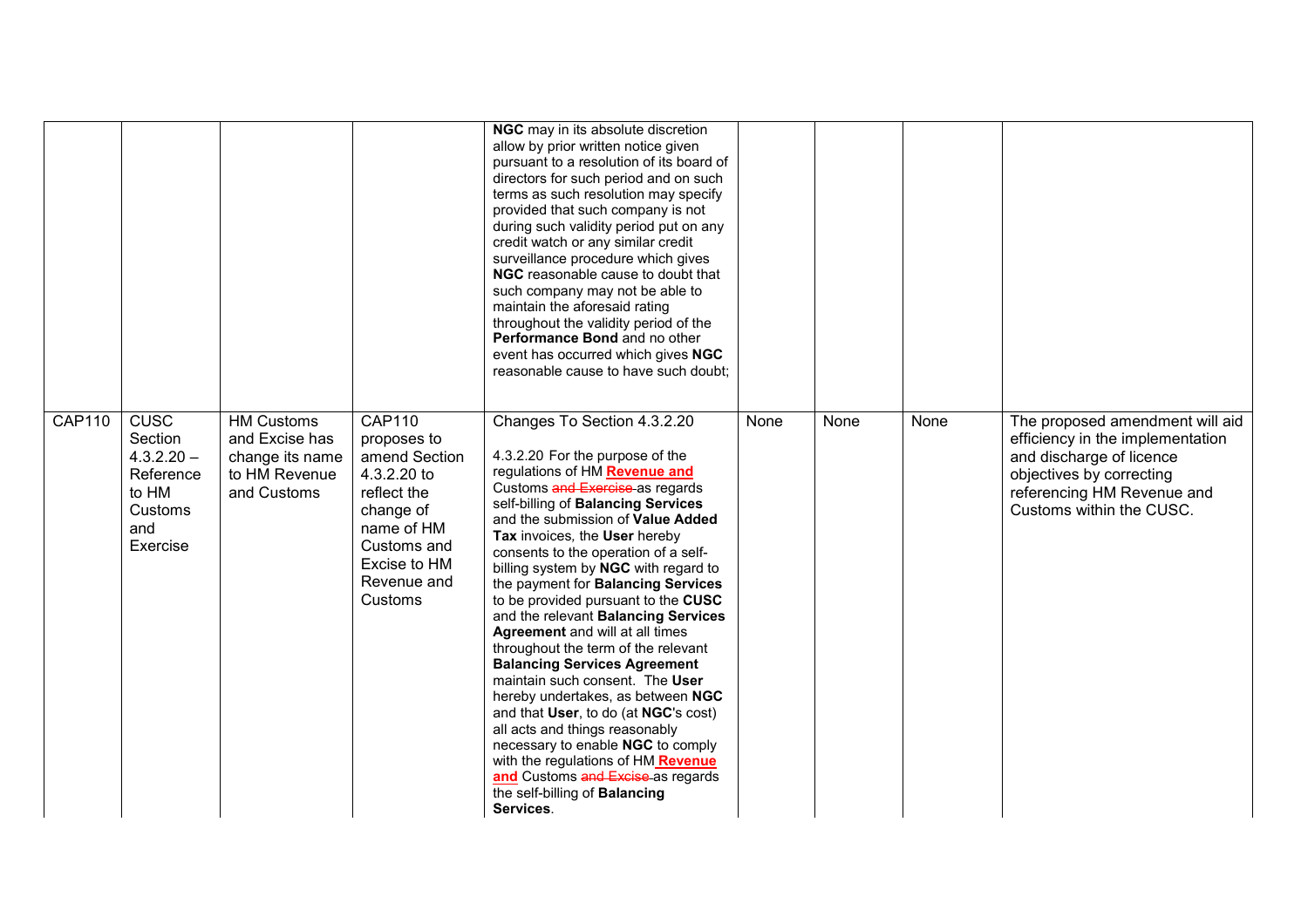|  |  |  |  |  |  |  |  |  |
|---|---|---|---|---|---|---|---|---|
|  |  |  |  | **NGC** may in its absolute discretion allow by prior written notice given pursuant to a resolution of its board of directors for such period and on such terms as such resolution may specify provided that such company is not during such validity period put on any credit watch or any similar credit surveillance procedure which gives **NGC** reasonable cause to doubt that such company may not be able to maintain the aforesaid rating throughout the validity period of the **Performance Bond** and no other event has occurred which gives **NGC** reasonable cause to have such doubt; |  |  |  |  |
| CAP110 | CUSC Section 4.3.2.20 – Reference to HM Customs and Exercise | HM Customs and Excise has change its name to HM Revenue and Customs | CAP110 proposes to amend Section 4.3.2.20 to reflect the change of name of HM Customs and Excise to HM Revenue and Customs | Changes To Section 4.3.2.20<br><br>4.3.2.20 For the purpose of the regulations of HM **Revenue and** Customs ~~and Exercise~~ as regards self-billing of **Balancing Services** and the submission of **Value Added Tax** invoices, the **User** hereby consents to the operation of a self-billing system by **NGC** with regard to the payment for **Balancing Services** to be provided pursuant to the **CUSC** and the relevant **Balancing Services Agreement** and will at all times throughout the term of the relevant **Balancing Services Agreement** maintain such consent. The **User** hereby undertakes, as between **NGC** and that **User**, to do (at **NGC**'s cost) all acts and things reasonably necessary to enable **NGC** to comply with the regulations of HM **Revenue and** Customs ~~and Excise~~ as regards the self-billing of **Balancing Services**. | None | None | None | The proposed amendment will aid efficiency in the implementation and discharge of licence objectives by correcting referencing HM Revenue and Customs within the CUSC. |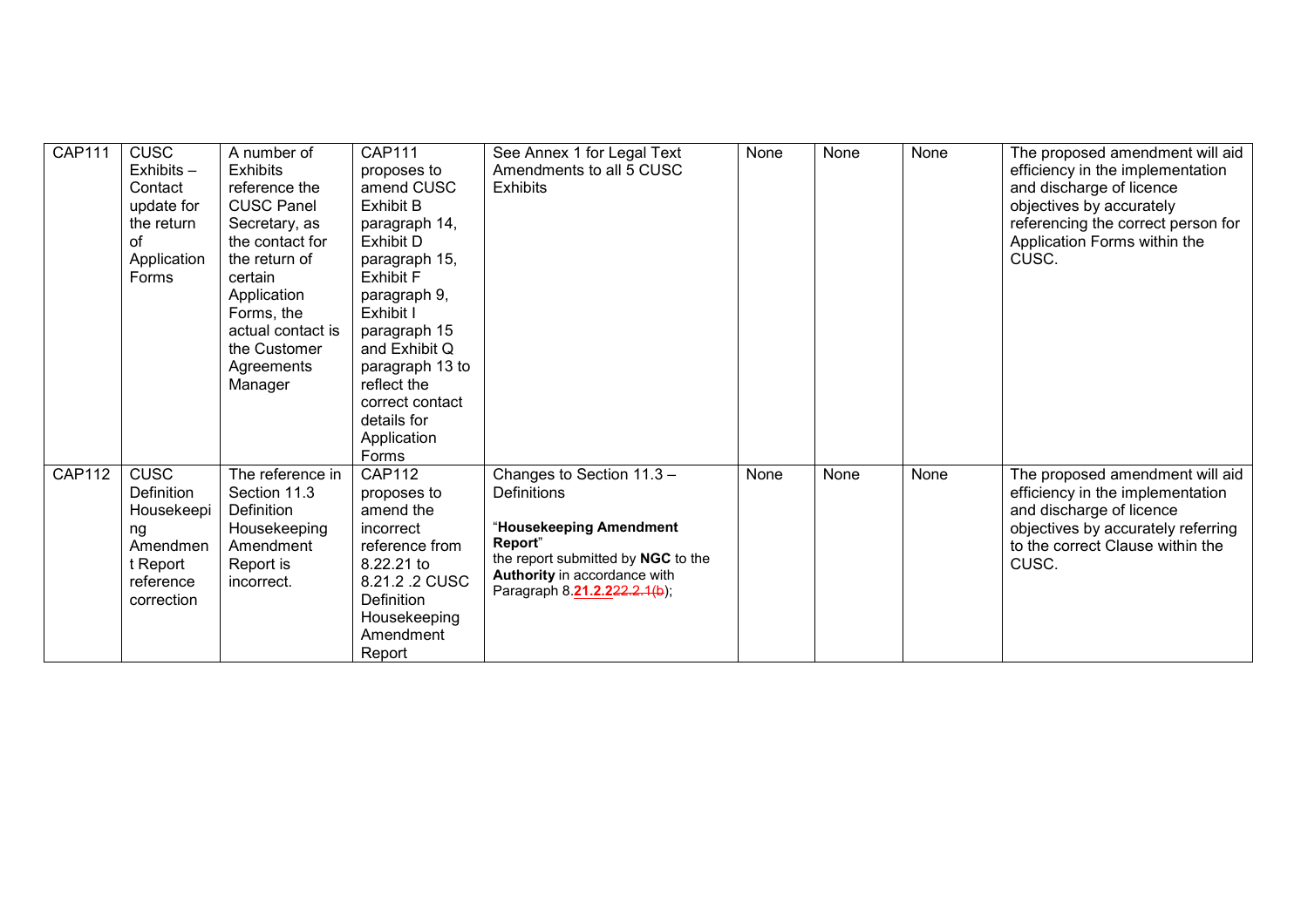| CAP111 | CUSC Exhibits – Contact update for the return of Application Forms | A number of Exhibits reference the CUSC Panel Secretary, as the contact for the return of certain Application Forms, the actual contact is the Customer Agreements Manager | CAP111 proposes to amend CUSC Exhibit B paragraph 14, Exhibit D paragraph 15, Exhibit F paragraph 9, Exhibit I paragraph 15 and Exhibit Q paragraph 13 to reflect the correct contact details for Application Forms | See Annex 1 for Legal Text Amendments to all 5 CUSC Exhibits | None | None | None | The proposed amendment will aid efficiency in the implementation and discharge of licence objectives by accurately referencing the correct person for Application Forms within the CUSC. |
|---|---|---|---|---|---|---|---|---|
| CAP112 | CUSC Definition Housekeeping Amendment Report reference correction | The reference in Section 11.3 Definition Housekeeping Amendment Report is incorrect. | CAP112 proposes to amend the incorrect reference from 8.22.21 to 8.21.2 .2 CUSC Definition Housekeeping Amendment Report | Changes to Section 11.3 – Definitions<br><br>"**Housekeeping Amendment Report**"<br>the report submitted by **NGC** to the **Authority** in accordance with Paragraph 8.**21.2.2**~~22.2.1(b)~~; | None | None | None | The proposed amendment will aid efficiency in the implementation and discharge of licence objectives by accurately referring to the correct Clause within the CUSC. |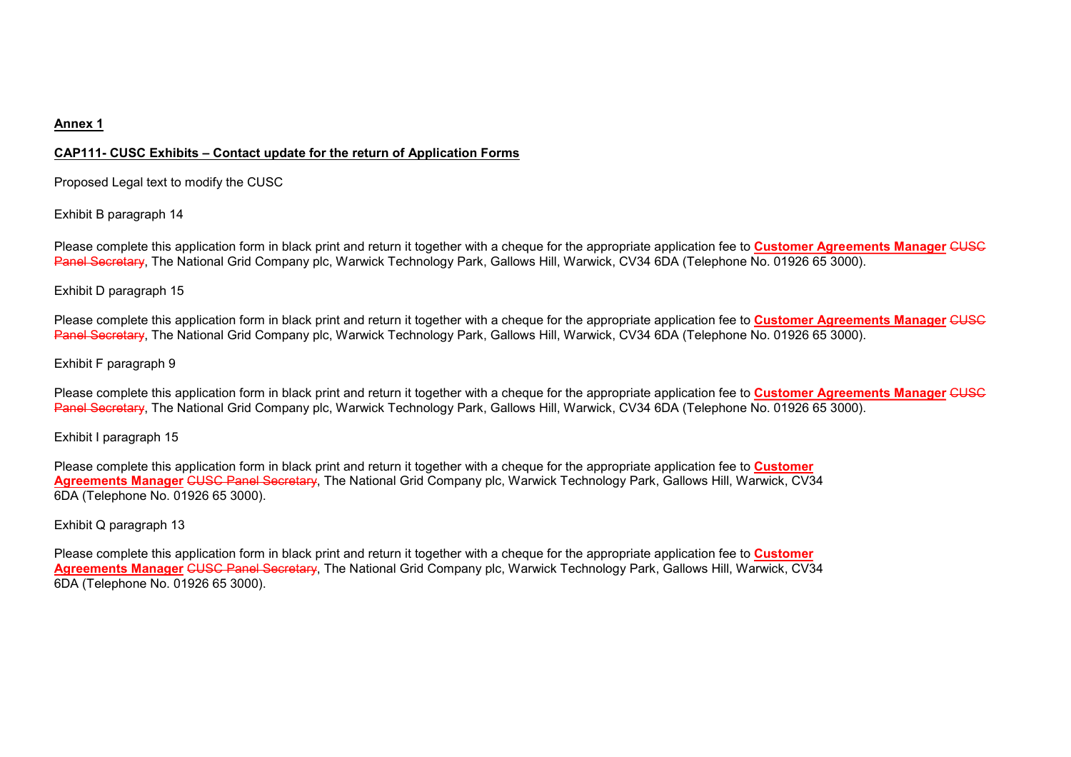**Annex 1**

**CAP111- CUSC Exhibits – Contact update for the return of Application Forms**

Proposed Legal text to modify the CUSC

Exhibit B paragraph 14

Please complete this application form in black print and return it together with a cheque for the appropriate application fee to **Customer Agreements Manager** ~~CUSC Panel Secretary~~, The National Grid Company plc, Warwick Technology Park, Gallows Hill, Warwick, CV34 6DA (Telephone No. 01926 65 3000).

Exhibit D paragraph 15

Please complete this application form in black print and return it together with a cheque for the appropriate application fee to **Customer Agreements Manager** ~~CUSC Panel Secretary~~, The National Grid Company plc, Warwick Technology Park, Gallows Hill, Warwick, CV34 6DA (Telephone No. 01926 65 3000).

Exhibit F paragraph 9

Please complete this application form in black print and return it together with a cheque for the appropriate application fee to **Customer Agreements Manager** ~~CUSC Panel Secretary~~, The National Grid Company plc, Warwick Technology Park, Gallows Hill, Warwick, CV34 6DA (Telephone No. 01926 65 3000).

Exhibit I paragraph 15

Please complete this application form in black print and return it together with a cheque for the appropriate application fee to **Customer Agreements Manager** ~~CUSC Panel Secretary~~, The National Grid Company plc, Warwick Technology Park, Gallows Hill, Warwick, CV34 6DA (Telephone No. 01926 65 3000).

Exhibit Q paragraph 13

Please complete this application form in black print and return it together with a cheque for the appropriate application fee to **Customer Agreements Manager** ~~CUSC Panel Secretary~~, The National Grid Company plc, Warwick Technology Park, Gallows Hill, Warwick, CV34 6DA (Telephone No. 01926 65 3000).